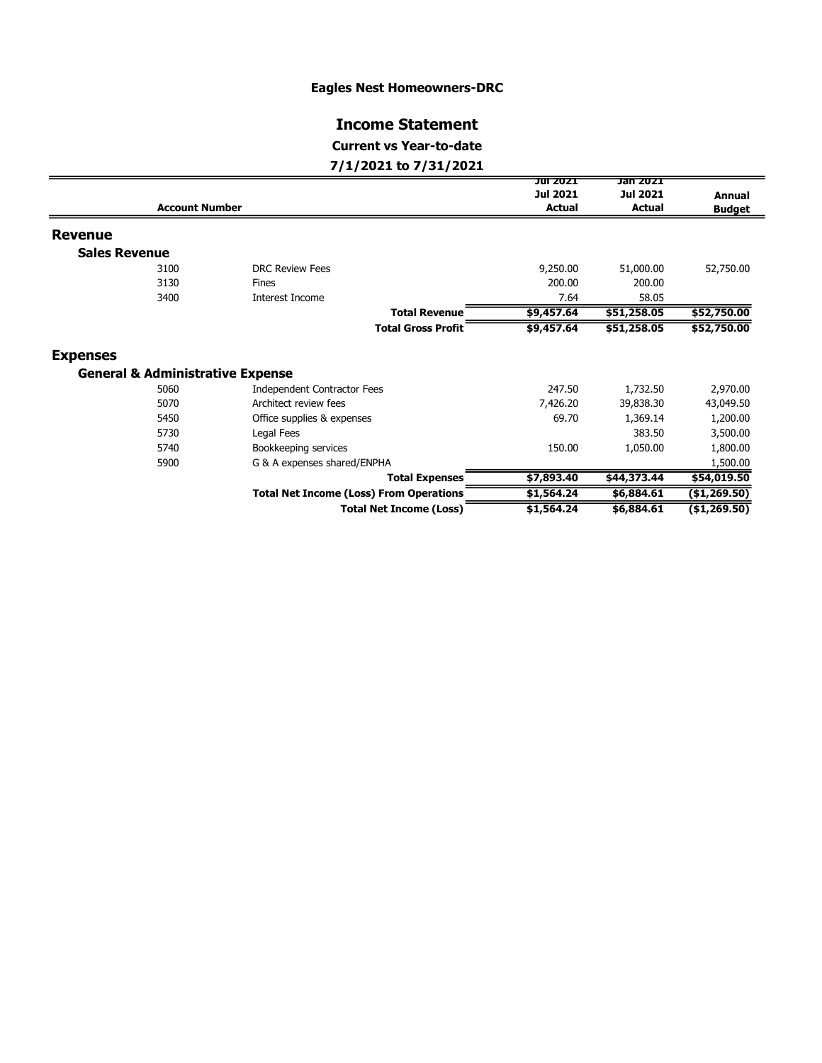# Eagles Nest Homeowners-DRC

## Income Statement

### Current vs Year-to-date

### 7/1/2021 to 7/31/2021

| Account Number | | Jul 2021<br>Jul 2021<br>Actual | Jan 2021<br>Jul 2021<br>Actual | Annual<br>Budget |
|---|---|---|---|---|
| **Revenue** | | | | |
| **Sales Revenue** | | | | |
| 3100 | DRC Review Fees | 9,250.00 | 51,000.00 | 52,750.00 |
| 3130 | Fines | 200.00 | 200.00 | |
| 3400 | Interest Income | 7.64 | 58.05 | |
| | **Total Revenue** | **$9,457.64** | **$51,258.05** | **$52,750.00** |
| | **Total Gross Profit** | **$9,457.64** | **$51,258.05** | **$52,750.00** |
| **Expenses** | | | | |
| **General & Administrative Expense** | | | | |
| 5060 | Independent Contractor Fees | 247.50 | 1,732.50 | 2,970.00 |
| 5070 | Architect review fees | 7,426.20 | 39,838.30 | 43,049.50 |
| 5450 | Office supplies & expenses | 69.70 | 1,369.14 | 1,200.00 |
| 5730 | Legal Fees | | 383.50 | 3,500.00 |
| 5740 | Bookkeeping services | 150.00 | 1,050.00 | 1,800.00 |
| 5900 | G & A expenses shared/ENPHA | | | 1,500.00 |
| | **Total Expenses** | **$7,893.40** | **$44,373.44** | **$54,019.50** |
| | **Total Net Income (Loss) From Operations** | **$1,564.24** | **$6,884.61** | **($1,269.50)** |
| | **Total Net Income (Loss)** | **$1,564.24** | **$6,884.61** | **($1,269.50)** |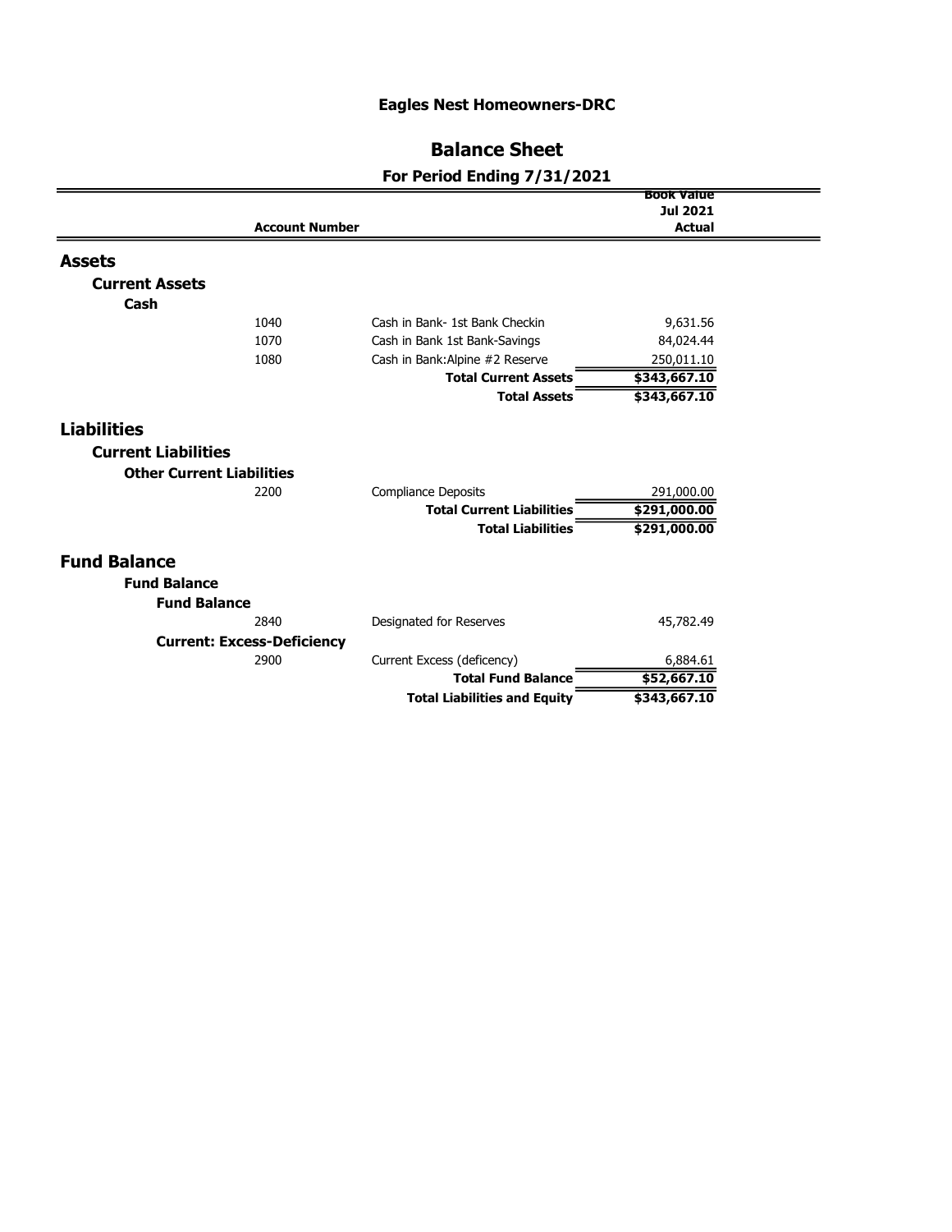# Eagles Nest Homeowners-DRC

## Balance Sheet

### For Period Ending 7/31/2021

| Account Number | | Book Value Jul 2021 Actual |
|---|---|---|
| **Assets** | | |
| **Current Assets** | | |
| **Cash** | | |
| 1040 | Cash in Bank- 1st Bank Checkin | 9,631.56 |
| 1070 | Cash in Bank 1st Bank-Savings | 84,024.44 |
| 1080 | Cash in Bank:Alpine #2 Reserve | 250,011.10 |
| | **Total Current Assets** | **$343,667.10** |
| | **Total Assets** | **$343,667.10** |
| **Liabilities** | | |
| **Current Liabilities** | | |
| **Other Current Liabilities** | | |
| 2200 | Compliance Deposits | 291,000.00 |
| | **Total Current Liabilities** | **$291,000.00** |
| | **Total Liabilities** | **$291,000.00** |
| **Fund Balance** | | |
| **Fund Balance** | | |
| **Fund Balance** | | |
| 2840 | Designated for Reserves | 45,782.49 |
| **Current: Excess-Deficiency** | | |
| 2900 | Current Excess (deficency) | 6,884.61 |
| | **Total Fund Balance** | **$52,667.10** |
| | **Total Liabilities and Equity** | **$343,667.10** |